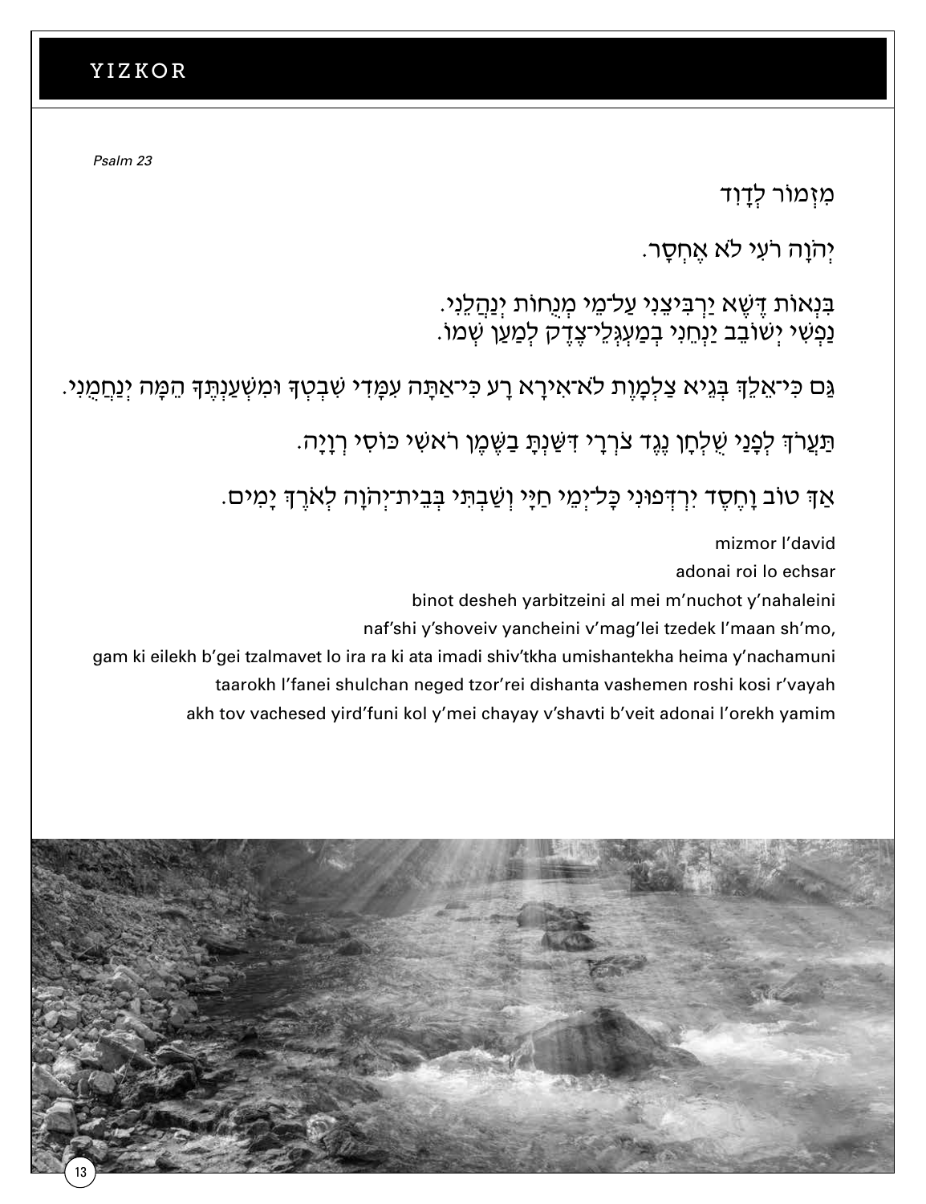# YIZKOR

*Psalm 23*

מִזְמוֹר לְדָוִד

יְהֹוָה רֹעִי לֹא אֶחְסָר.

בִּנְאוֹת דֶּשֶׁא יַרְבִּיצֵנִי עַל־מֵי מְנֻחוֹת יְנַהֲלֵנִי.
נַפְשִׁי יְשׁוֹבֵב יַנְחֵנִי בְמַעְגְּלֵי־צֶדֶק לְמַעַן שְׁמוֹ.

גַּם כִּי־אֵלֵךְ בְּגֵיא צַלְמָוֶת לֹא־אִירָא רָע כִּי־אַתָּה עִמָּדִי שִׁבְטְךָ וּמִשְׁעַנְתֶּךָ הֵמָּה יְנַחֲמֻנִי.

תַּעֲרֹךְ לְפָנַי שֻׁלְחָן נֶגֶד צֹרְרָי דִּשַּׁנְתָּ בַשֶּׁמֶן רֹאשִׁי כּוֹסִי רְוָיָה.

אַךְ טוֹב וָחֶסֶד יִרְדְּפוּנִי כָּל־יְמֵי חַיָּי וְשַׁבְתִּי בְּבֵית־יְהֹוָה לְאֹרֶךְ יָמִים.

mizmor l'david

adonai roi lo echsar

binot desheh yarbitzeini al mei m'nuchot y'nahaleini

naf'shi y'shoveiv yancheini v'mag'lei tzedek l'maan sh'mo,

gam ki eilekh b'gei tzalmavet lo ira ra ki ata imadi shiv'tkha umishantekha heima y'nachamuni

taarokh l'fanei shulchan neged tzor'rei dishanta vashemen roshi kosi r'vayah

akh tov vachesed yird'funi kol y'mei chayay v'shavti b'veit adonai l'orekh yamim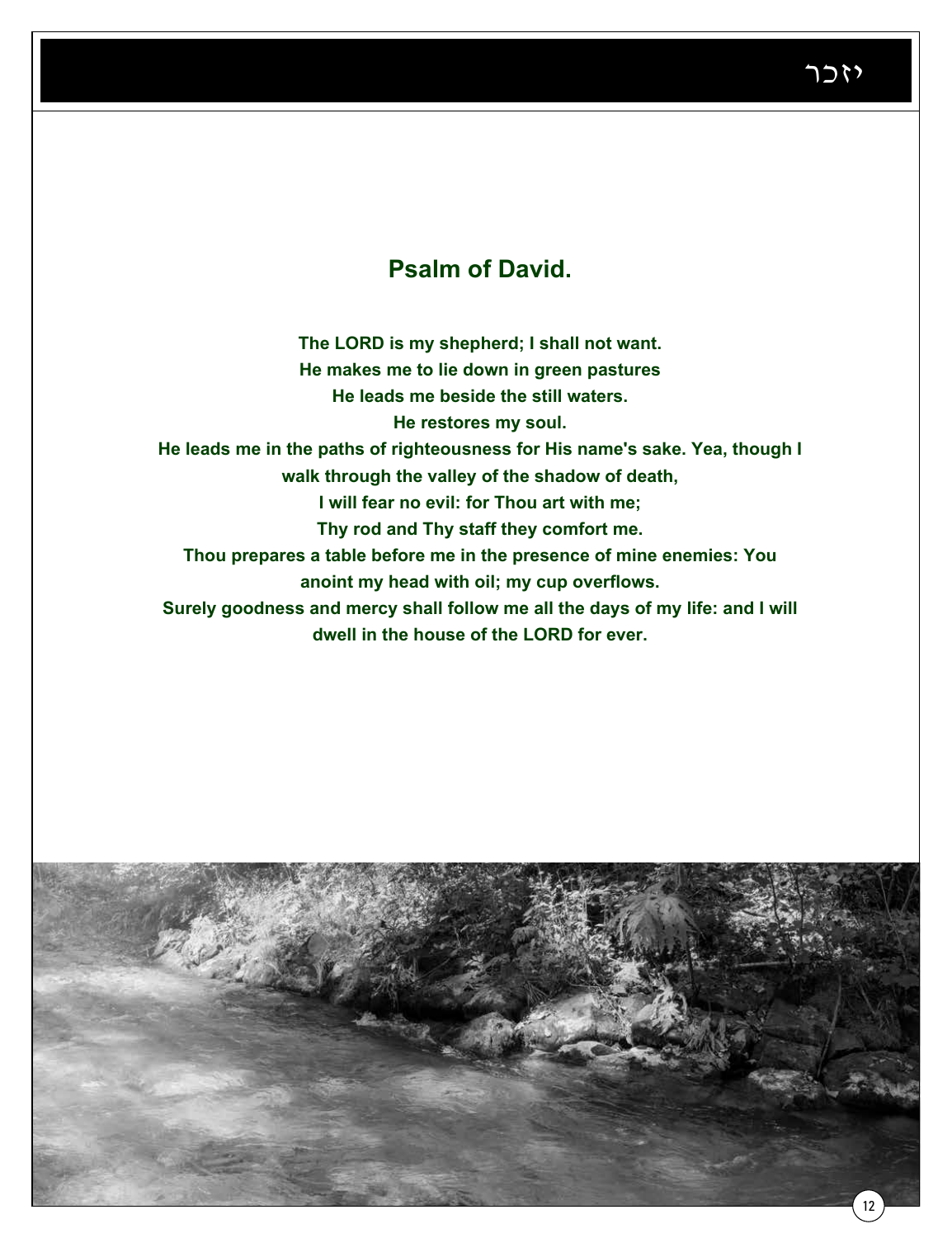## Psalm of David.

**The LORD is my shepherd; I shall not want.**
**He makes me to lie down in green pastures**
**He leads me beside the still waters.**
**He restores my soul.**
**He leads me in the paths of righteousness for His name's sake. Yea, though I walk through the valley of the shadow of death,**
**I will fear no evil: for Thou art with me;**
**Thy rod and Thy staff they comfort me.**
**Thou prepares a table before me in the presence of mine enemies: You anoint my head with oil; my cup overflows.**
**Surely goodness and mercy shall follow me all the days of my life: and I will dwell in the house of the LORD for ever.**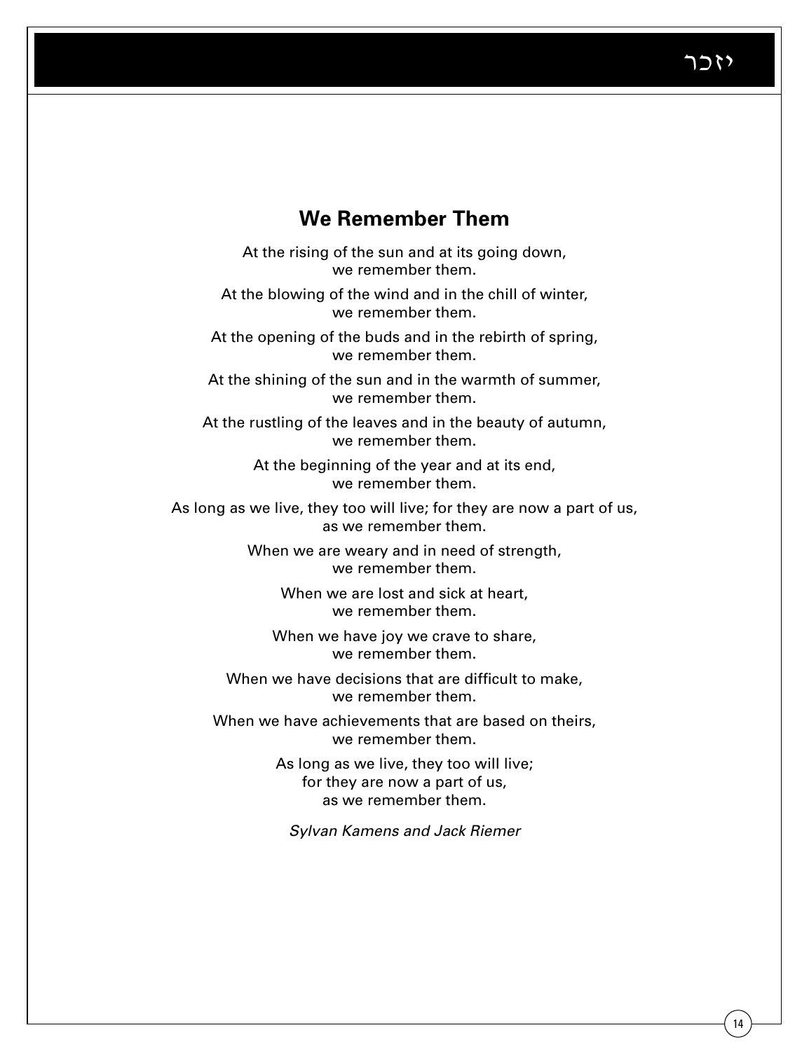יזכר

## We Remember Them

At the rising of the sun and at its going down,  
we remember them.

At the blowing of the wind and in the chill of winter,  
we remember them.

At the opening of the buds and in the rebirth of spring,  
we remember them.

At the shining of the sun and in the warmth of summer,  
we remember them.

At the rustling of the leaves and in the beauty of autumn,  
we remember them.

At the beginning of the year and at its end,  
we remember them.

As long as we live, they too will live; for they are now a part of us,  
as we remember them.

When we are weary and in need of strength,  
we remember them.

When we are lost and sick at heart,  
we remember them.

When we have joy we crave to share,  
we remember them.

When we have decisions that are difficult to make,  
we remember them.

When we have achievements that are based on theirs,  
we remember them.

As long as we live, they too will live;  
for they are now a part of us,  
as we remember them.

*Sylvan Kamens and Jack Riemer*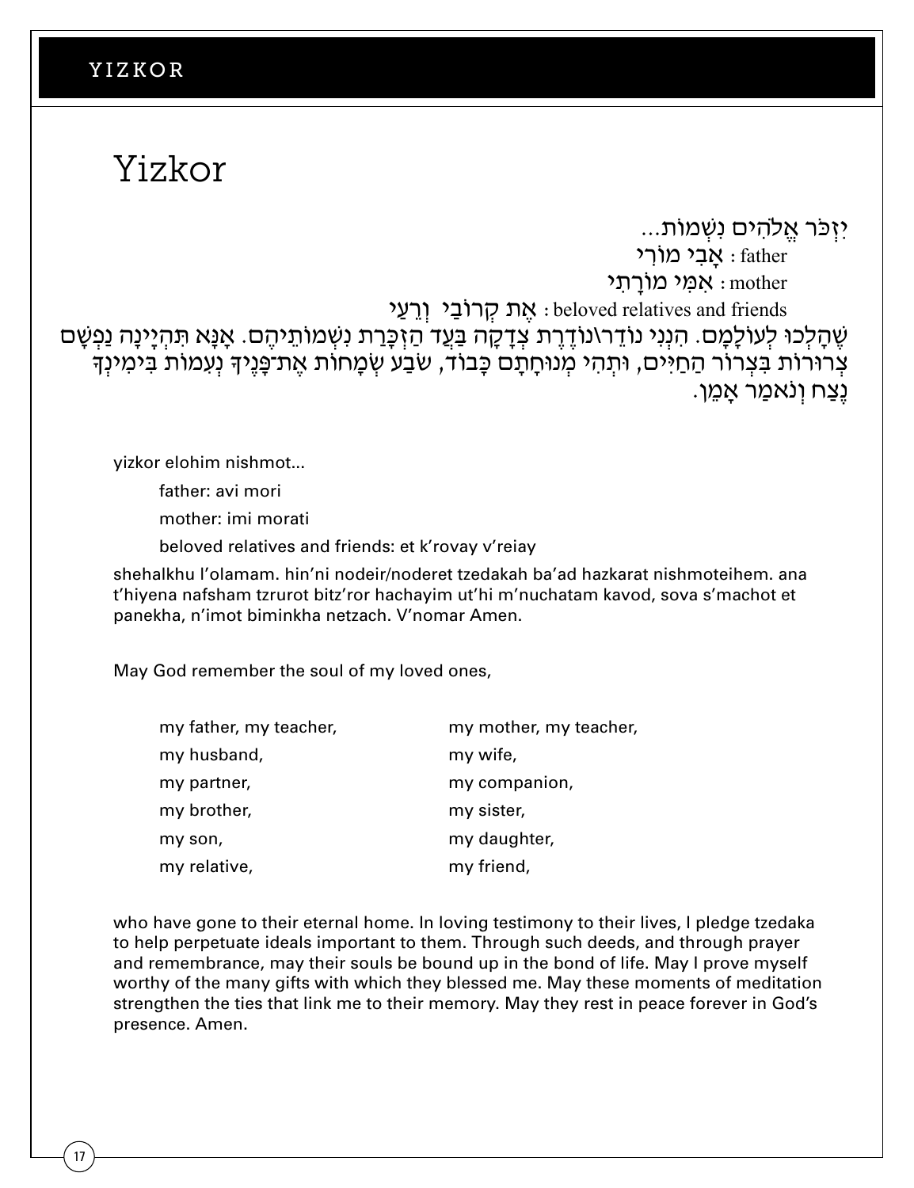# Yizkor

יִזְכֹּר אֱלֹהִים נִשְׁמוֹת...

father : אָבִי מוֹרִי

mother : אִמִּי מוֹרָתִי

beloved relatives and friends : אֶת קְרוֹבַי וְרֵעַי

שֶׁהָלְכוּ לְעוֹלָמָם. הִנְנִי נוֹדֵר\נוֹדֶרֶת צְדָקָה בַּעַד הַזְכָּרַת נִשְׁמוֹתֵיהֶם. אָנָּא תְּהְיֶינָה נַפְשָׁם צְרוּרוֹת בִּצְרוֹר הַחַיִּים, וּתְהִי מְנוּחָתָם כָּבוֹד, שֹׂבַע שְׂמָחוֹת אֶת־פָּנֶיךָ נְעִמוֹת בִּימִינְךָ נֶצַח וְנֹאמַר אָמֵן.

yizkor elohim nishmot...

father: avi mori

mother: imi morati

beloved relatives and friends: et k'rovay v'reiay

shehalkhu l'olamam. hin'ni nodeir/noderet tzedakah ba'ad hazkarat nishmoteihem. ana t'hiyena nafsham tzrurot bitz'ror hachayim ut'hi m'nuchatam kavod, sova s'machot et panekha, n'imot biminkha netzach. V'nomar Amen.

May God remember the soul of my loved ones,

my father, my teacher,
my mother, my teacher,
my husband,
my wife,
my partner,
my companion,
my brother,
my sister,
my son,
my daughter,
my relative,
my friend,

who have gone to their eternal home. In loving testimony to their lives, I pledge tzedaka to help perpetuate ideals important to them. Through such deeds, and through prayer and remembrance, may their souls be bound up in the bond of life. May I prove myself worthy of the many gifts with which they blessed me. May these moments of meditation strengthen the ties that link me to their memory. May they rest in peace forever in God's presence. Amen.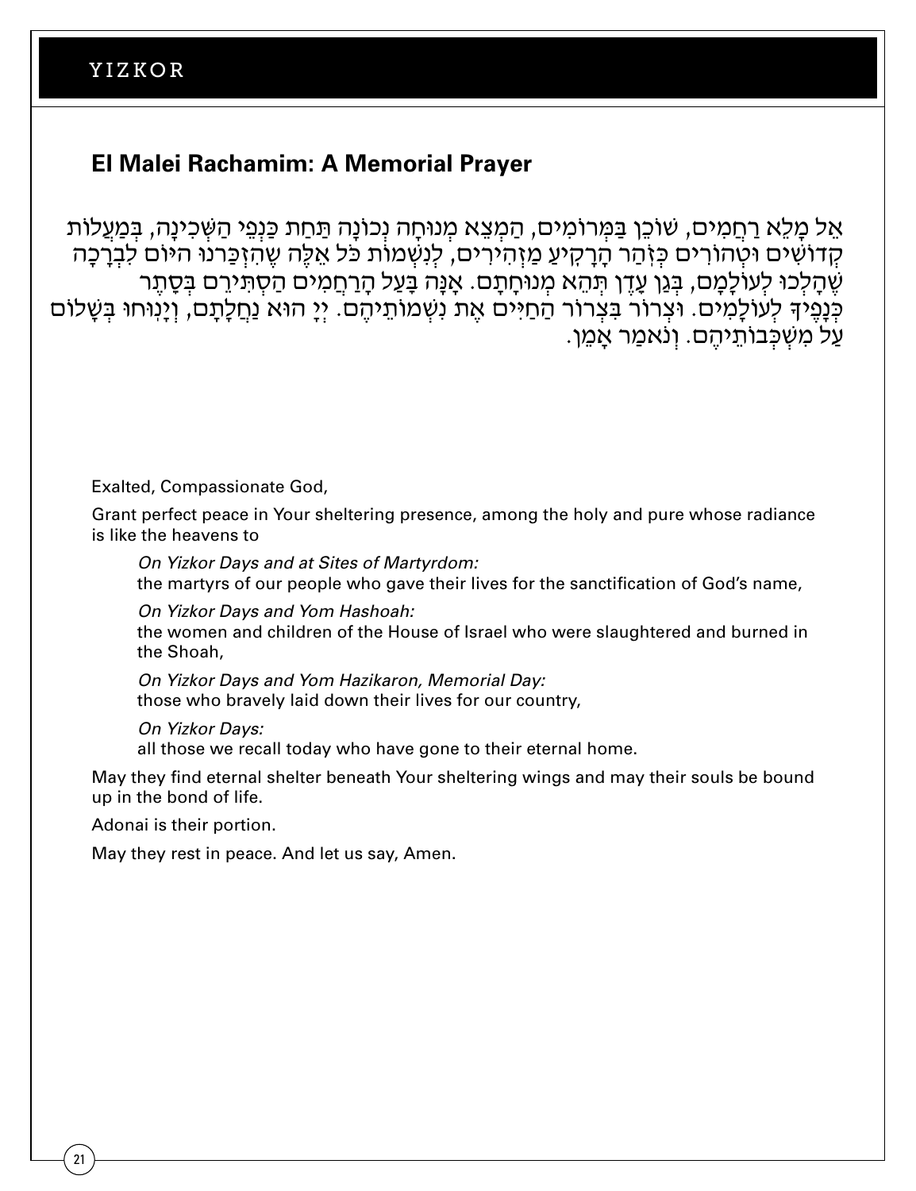## El Malei Rachamim: A Memorial Prayer

אֵל מָלֵא רַחֲמִים, שׁוֹכֵן בַּמְּרוֹמִים, הַמְצֵא מְנוּחָה נְכוֹנָה תַּחַת כַּנְפֵי הַשְּׁכִינָה, בְּמַעֲלוֹת קְדוֹשִׁים וּטְהוֹרִים כְּזֹהַר הָרָקִיעַ מַזְהִירִים, לְנִשְׁמוֹת כֹּל אֵלֶּה שֶׁהִזְכַּרנוּ היּוֹם לִבְרָכָה שֶׁהָלְכוּ לְעוֹלָמָם, בְּגַן עֵדֶן תְּהֵא מְנוּחָתָם. אָנָּה בַּעַל הָרַחֲמִים הַסְתִּירֵם בְּסֵתֶר כְּנָפֶיךָ לְעוֹלָמִים. וּצְרוֹר בִּצְרוֹר הַחַיִּים אֶת נִשְׁמוֹתֵיהֶם. יְיָ הוּא נַחֲלָתָם, וְיָנוּחוּ בְּשָׁלוֹם עַל מִשְׁכְּבוֹתֵיהֶם. וְנֹאמַר אָמֵן.

Exalted, Compassionate God,

Grant perfect peace in Your sheltering presence, among the holy and pure whose radiance is like the heavens to

*On Yizkor Days and at Sites of Martyrdom:*
the martyrs of our people who gave their lives for the sanctification of God's name,

*On Yizkor Days and Yom Hashoah:*
the women and children of the House of Israel who were slaughtered and burned in the Shoah,

*On Yizkor Days and Yom Hazikaron, Memorial Day:*
those who bravely laid down their lives for our country,

*On Yizkor Days:*
all those we recall today who have gone to their eternal home.

May they find eternal shelter beneath Your sheltering wings and may their souls be bound up in the bond of life.

Adonai is their portion.

May they rest in peace. And let us say, Amen.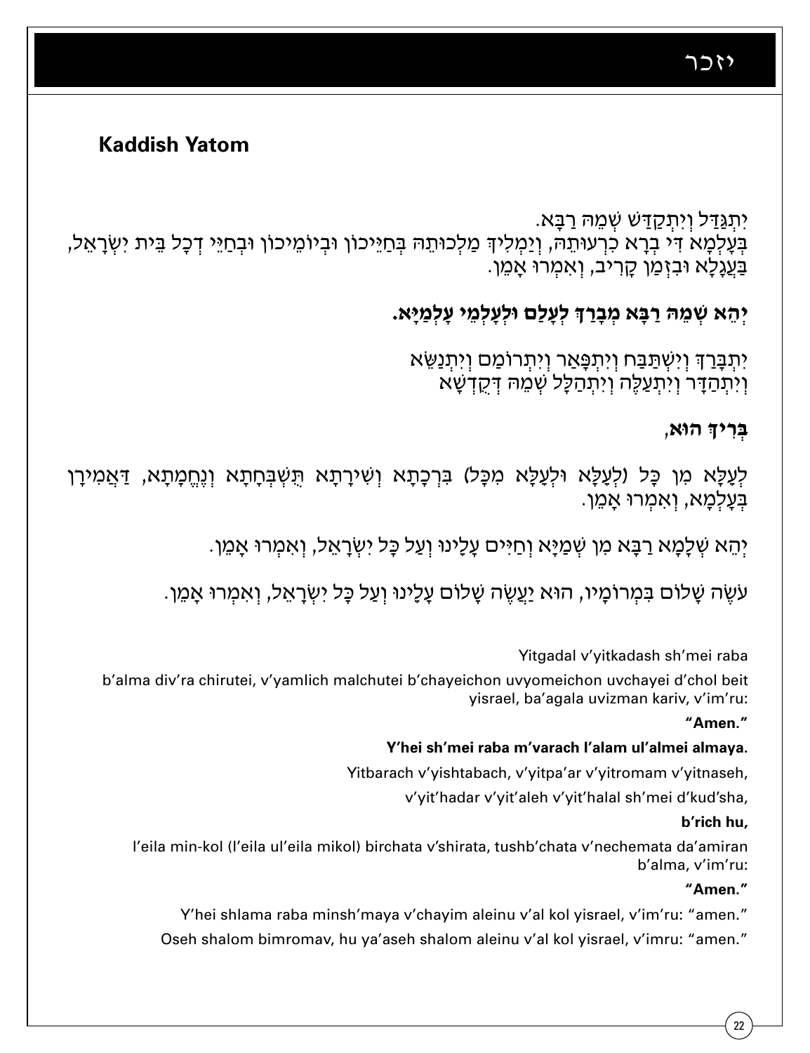# יזכר

## Kaddish Yatom

יִתְגַּדַּל וְיִתְקַדַּשׁ שְׁמֵהּ רַבָּא.
בְּעָלְמָא דִּי בְרָא כִרְעוּתֵהּ, וְיַמְלִיךְ מַלְכוּתֵהּ בְּחַיֵּיכוֹן וּבְיוֹמֵיכוֹן וּבְחַיֵּי דְכָל בֵּית יִשְׂרָאֵל,
בַּעֲגָלָא וּבִזְמַן קָרִיב, וְאִמְרוּ אָמֵן.

**יְהֵא שְׁמֵהּ רַבָּא מְבָרַךְ לְעָלַם וּלְעָלְמֵי עָלְמַיָּא.**

יִתְבָּרַךְ וְיִשְׁתַּבַּח וְיִתְפָּאַר וְיִתְרוֹמַם וְיִתְנַשֵּׂא
וְיִתְהַדָּר וְיִתְעַלֶּה וְיִתְהַלָּל שְׁמֵהּ דְּקֻדְשָׁא

**בְּרִיךְ הוּא,**

לְעֵלָּא מִן כָּל (לְעֵלָּא וּלְעֵלָּא מִכָּל) בִּרְכָתָא וְשִׁירָתָא תֻּשְׁבְּחָתָא וְנֶחֱמָתָא, דַּאֲמִירָן בְּעָלְמָא, וְאִמְרוּ אָמֵן.

יְהֵא שְׁלָמָא רַבָּא מִן שְׁמַיָּא וְחַיִּים עָלֵינוּ וְעַל כָּל יִשְׂרָאֵל, וְאִמְרוּ אָמֵן.

עֹשֶׂה שָׁלוֹם בִּמְרוֹמָיו, הוּא יַעֲשֶׂה שָׁלוֹם עָלֵינוּ וְעַל כָּל יִשְׂרָאֵל, וְאִמְרוּ אָמֵן.

Yitgadal v'yitkadash sh'mei raba

b'alma div'ra chirutei, v'yamlich malchutei b'chayeichon uvyomeichon uvchayei d'chol beit yisrael, ba'agala uvizman kariv, v'im'ru:

**"Amen."**

**Y'hei sh'mei raba m'varach l'alam ul'almei almaya.**

Yitbarach v'yishtabach, v'yitpa'ar v'yitromam v'yitnaseh,

v'yit'hadar v'yit'aleh v'yit'halal sh'mei d'kud'sha,

**b'rich hu,**

l'eila min-kol (l'eila ul'eila mikol) birchata v'shirata, tushb'chata v'nechemata da'amiran b'alma, v'im'ru:

**"Amen."**

Y'hei shlama raba minsh'maya v'chayim aleinu v'al kol yisrael, v'im'ru: "amen."

Oseh shalom bimromav, hu ya'aseh shalom aleinu v'al kol yisrael, v'imru: "amen."